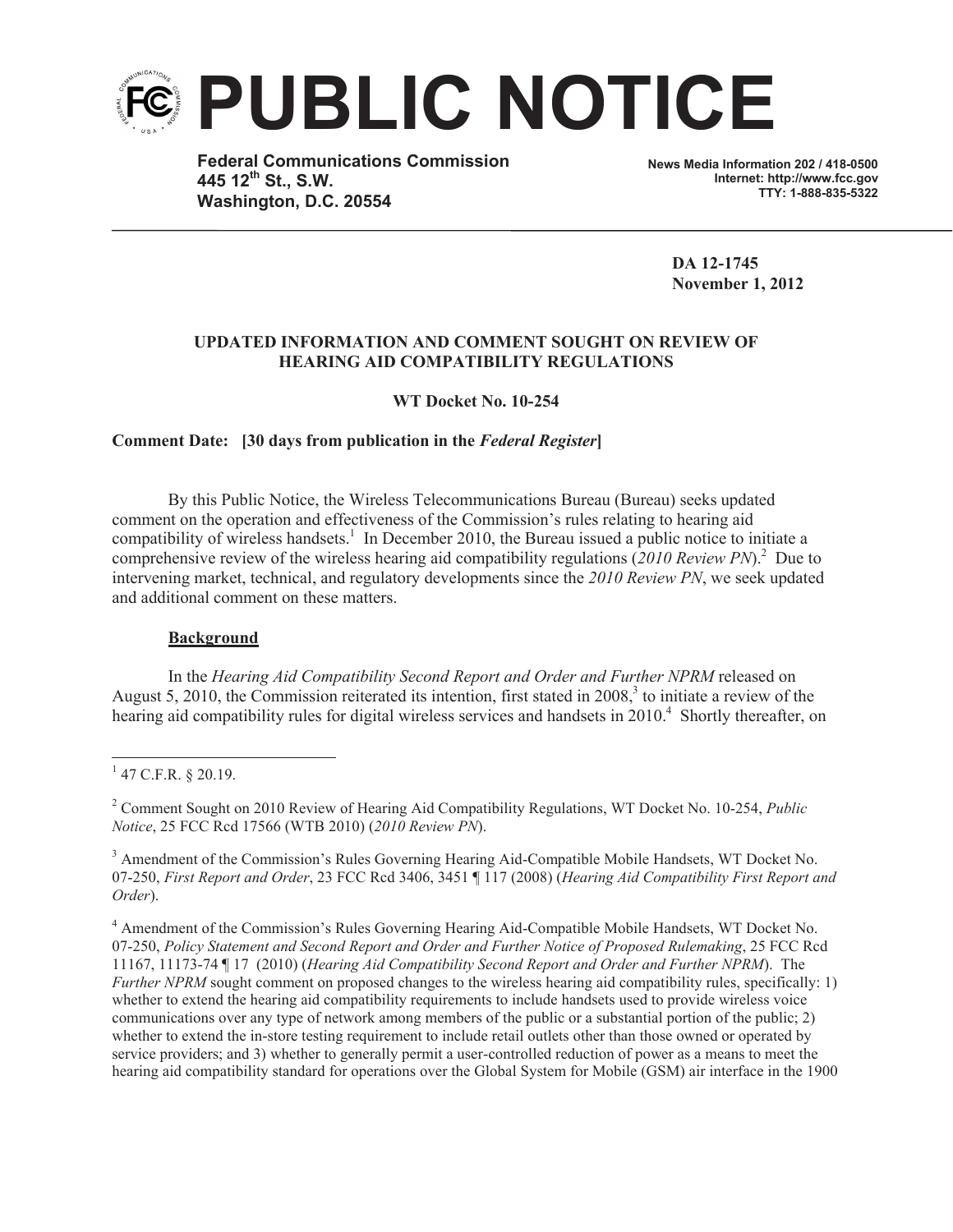# PUBLIC NOTICE

**Federal Communications Commission**
**445 12th St., S.W.**
**Washington, D.C. 20554**

**News Media Information 202 / 418-0500**
**Internet: http://www.fcc.gov**
**TTY: 1-888-835-5322**

**DA 12-1745**
**November 1, 2012**

**UPDATED INFORMATION AND COMMENT SOUGHT ON REVIEW OF HEARING AID COMPATIBILITY REGULATIONS**

**WT Docket No. 10-254**

**Comment Date: [30 days from publication in the *Federal Register*]**

By this Public Notice, the Wireless Telecommunications Bureau (Bureau) seeks updated comment on the operation and effectiveness of the Commission's rules relating to hearing aid compatibility of wireless handsets.[1] In December 2010, the Bureau issued a public notice to initiate a comprehensive review of the wireless hearing aid compatibility regulations (*2010 Review PN*).[2] Due to intervening market, technical, and regulatory developments since the *2010 Review PN*, we seek updated and additional comment on these matters.

**Background**

In the *Hearing Aid Compatibility Second Report and Order and Further NPRM* released on August 5, 2010, the Commission reiterated its intention, first stated in 2008,[3] to initiate a review of the hearing aid compatibility rules for digital wireless services and handsets in 2010.[4] Shortly thereafter, on

---

[1] 47 C.F.R. § 20.19.

[2] Comment Sought on 2010 Review of Hearing Aid Compatibility Regulations, WT Docket No. 10-254, *Public Notice*, 25 FCC Rcd 17566 (WTB 2010) (*2010 Review PN*).

[3] Amendment of the Commission's Rules Governing Hearing Aid-Compatible Mobile Handsets, WT Docket No. 07-250, *First Report and Order*, 23 FCC Rcd 3406, 3451 ¶ 117 (2008) (*Hearing Aid Compatibility First Report and Order*).

[4] Amendment of the Commission's Rules Governing Hearing Aid-Compatible Mobile Handsets, WT Docket No. 07-250, *Policy Statement and Second Report and Order and Further Notice of Proposed Rulemaking*, 25 FCC Rcd 11167, 11173-74 ¶ 17 (2010) (*Hearing Aid Compatibility Second Report and Order and Further NPRM*). The *Further NPRM* sought comment on proposed changes to the wireless hearing aid compatibility rules, specifically: 1) whether to extend the hearing aid compatibility requirements to include handsets used to provide wireless voice communications over any type of network among members of the public or a substantial portion of the public; 2) whether to extend the in-store testing requirement to include retail outlets other than those owned or operated by service providers; and 3) whether to generally permit a user-controlled reduction of power as a means to meet the hearing aid compatibility standard for operations over the Global System for Mobile (GSM) air interface in the 1900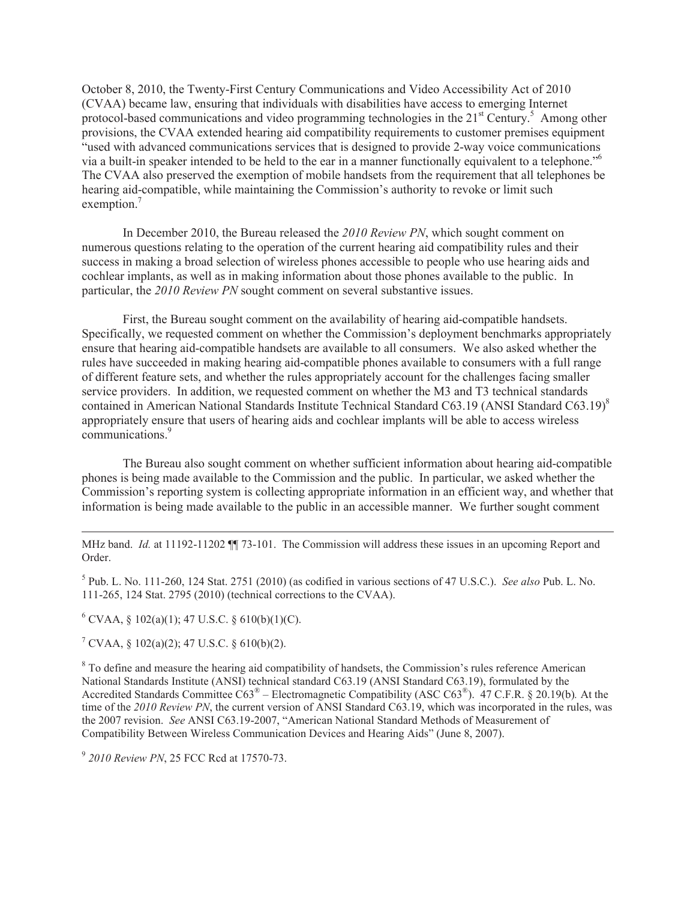October 8, 2010, the Twenty-First Century Communications and Video Accessibility Act of 2010 (CVAA) became law, ensuring that individuals with disabilities have access to emerging Internet protocol-based communications and video programming technologies in the 21st Century.[5] Among other provisions, the CVAA extended hearing aid compatibility requirements to customer premises equipment "used with advanced communications services that is designed to provide 2-way voice communications via a built-in speaker intended to be held to the ear in a manner functionally equivalent to a telephone."[6] The CVAA also preserved the exemption of mobile handsets from the requirement that all telephones be hearing aid-compatible, while maintaining the Commission's authority to revoke or limit such exemption.[7]

In December 2010, the Bureau released the *2010 Review PN*, which sought comment on numerous questions relating to the operation of the current hearing aid compatibility rules and their success in making a broad selection of wireless phones accessible to people who use hearing aids and cochlear implants, as well as in making information about those phones available to the public. In particular, the *2010 Review PN* sought comment on several substantive issues.

First, the Bureau sought comment on the availability of hearing aid-compatible handsets. Specifically, we requested comment on whether the Commission's deployment benchmarks appropriately ensure that hearing aid-compatible handsets are available to all consumers. We also asked whether the rules have succeeded in making hearing aid-compatible phones available to consumers with a full range of different feature sets, and whether the rules appropriately account for the challenges facing smaller service providers. In addition, we requested comment on whether the M3 and T3 technical standards contained in American National Standards Institute Technical Standard C63.19 (ANSI Standard C63.19)[8] appropriately ensure that users of hearing aids and cochlear implants will be able to access wireless communications.[9]

The Bureau also sought comment on whether sufficient information about hearing aid-compatible phones is being made available to the Commission and the public. In particular, we asked whether the Commission's reporting system is collecting appropriate information in an efficient way, and whether that information is being made available to the public in an accessible manner. We further sought comment

---

MHz band. *Id.* at 11192-11202 ¶¶ 73-101. The Commission will address these issues in an upcoming Report and Order.

[5] Pub. L. No. 111-260, 124 Stat. 2751 (2010) (as codified in various sections of 47 U.S.C.). *See also* Pub. L. No. 111-265, 124 Stat. 2795 (2010) (technical corrections to the CVAA).

[6] CVAA, § 102(a)(1); 47 U.S.C. § 610(b)(1)(C).

[7] CVAA, § 102(a)(2); 47 U.S.C. § 610(b)(2).

[8] To define and measure the hearing aid compatibility of handsets, the Commission's rules reference American National Standards Institute (ANSI) technical standard C63.19 (ANSI Standard C63.19), formulated by the Accredited Standards Committee C63® – Electromagnetic Compatibility (ASC C63®). 47 C.F.R. § 20.19(b). At the time of the *2010 Review PN*, the current version of ANSI Standard C63.19, which was incorporated in the rules, was the 2007 revision. *See* ANSI C63.19-2007, "American National Standard Methods of Measurement of Compatibility Between Wireless Communication Devices and Hearing Aids" (June 8, 2007).

[9] *2010 Review PN*, 25 FCC Rcd at 17570-73.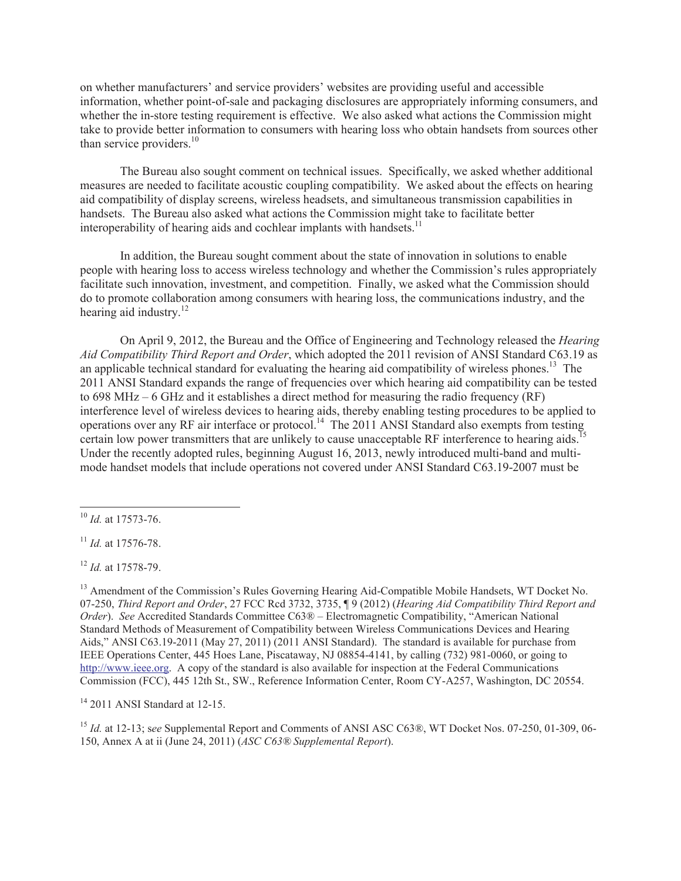on whether manufacturers' and service providers' websites are providing useful and accessible information, whether point-of-sale and packaging disclosures are appropriately informing consumers, and whether the in-store testing requirement is effective. We also asked what actions the Commission might take to provide better information to consumers with hearing loss who obtain handsets from sources other than service providers.[10]

The Bureau also sought comment on technical issues. Specifically, we asked whether additional measures are needed to facilitate acoustic coupling compatibility. We asked about the effects on hearing aid compatibility of display screens, wireless headsets, and simultaneous transmission capabilities in handsets. The Bureau also asked what actions the Commission might take to facilitate better interoperability of hearing aids and cochlear implants with handsets.[11]

In addition, the Bureau sought comment about the state of innovation in solutions to enable people with hearing loss to access wireless technology and whether the Commission's rules appropriately facilitate such innovation, investment, and competition. Finally, we asked what the Commission should do to promote collaboration among consumers with hearing loss, the communications industry, and the hearing aid industry.[12]

On April 9, 2012, the Bureau and the Office of Engineering and Technology released the *Hearing Aid Compatibility Third Report and Order*, which adopted the 2011 revision of ANSI Standard C63.19 as an applicable technical standard for evaluating the hearing aid compatibility of wireless phones.[13] The 2011 ANSI Standard expands the range of frequencies over which hearing aid compatibility can be tested to 698 MHz – 6 GHz and it establishes a direct method for measuring the radio frequency (RF) interference level of wireless devices to hearing aids, thereby enabling testing procedures to be applied to operations over any RF air interface or protocol.[14] The 2011 ANSI Standard also exempts from testing certain low power transmitters that are unlikely to cause unacceptable RF interference to hearing aids.[15] Under the recently adopted rules, beginning August 16, 2013, newly introduced multi-band and multi-mode handset models that include operations not covered under ANSI Standard C63.19-2007 must be

---

[10] *Id.* at 17573-76.

[11] *Id.* at 17576-78.

[12] *Id.* at 17578-79.

[13] Amendment of the Commission's Rules Governing Hearing Aid-Compatible Mobile Handsets, WT Docket No. 07-250, *Third Report and Order*, 27 FCC Rcd 3732, 3735, ¶ 9 (2012) (*Hearing Aid Compatibility Third Report and Order*). *See* Accredited Standards Committee C63® – Electromagnetic Compatibility, "American National Standard Methods of Measurement of Compatibility between Wireless Communications Devices and Hearing Aids," ANSI C63.19-2011 (May 27, 2011) (2011 ANSI Standard). The standard is available for purchase from IEEE Operations Center, 445 Hoes Lane, Piscataway, NJ 08854-4141, by calling (732) 981-0060, or going to http://www.ieee.org. A copy of the standard is also available for inspection at the Federal Communications Commission (FCC), 445 12th St., SW., Reference Information Center, Room CY-A257, Washington, DC 20554.

[14] 2011 ANSI Standard at 12-15.

[15] *Id.* at 12-13; *see* Supplemental Report and Comments of ANSI ASC C63®, WT Docket Nos. 07-250, 01-309, 06-150, Annex A at ii (June 24, 2011) (*ASC C63® Supplemental Report*).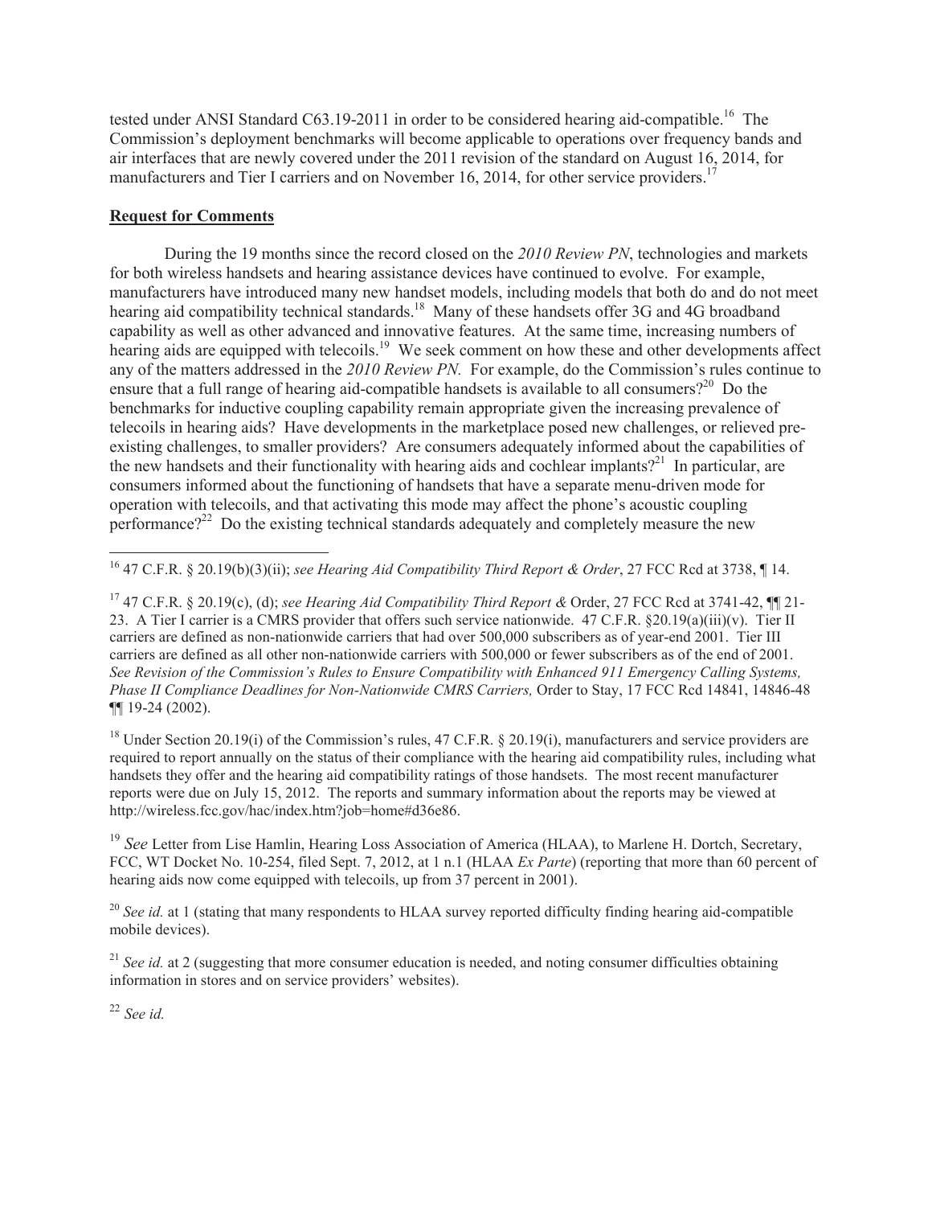tested under ANSI Standard C63.19-2011 in order to be considered hearing aid-compatible.[16] The Commission's deployment benchmarks will become applicable to operations over frequency bands and air interfaces that are newly covered under the 2011 revision of the standard on August 16, 2014, for manufacturers and Tier I carriers and on November 16, 2014, for other service providers.[17]

**Request for Comments**

During the 19 months since the record closed on the *2010 Review PN*, technologies and markets for both wireless handsets and hearing assistance devices have continued to evolve. For example, manufacturers have introduced many new handset models, including models that both do and do not meet hearing aid compatibility technical standards.[18] Many of these handsets offer 3G and 4G broadband capability as well as other advanced and innovative features. At the same time, increasing numbers of hearing aids are equipped with telecoils.[19] We seek comment on how these and other developments affect any of the matters addressed in the *2010 Review PN.* For example, do the Commission's rules continue to ensure that a full range of hearing aid-compatible handsets is available to all consumers?[20] Do the benchmarks for inductive coupling capability remain appropriate given the increasing prevalence of telecoils in hearing aids? Have developments in the marketplace posed new challenges, or relieved pre-existing challenges, to smaller providers? Are consumers adequately informed about the capabilities of the new handsets and their functionality with hearing aids and cochlear implants?[21] In particular, are consumers informed about the functioning of handsets that have a separate menu-driven mode for operation with telecoils, and that activating this mode may affect the phone's acoustic coupling performance?[22] Do the existing technical standards adequately and completely measure the new

---

[16] 47 C.F.R. § 20.19(b)(3)(ii); *see Hearing Aid Compatibility Third Report & Order*, 27 FCC Rcd at 3738, ¶ 14.

[17] 47 C.F.R. § 20.19(c), (d); *see Hearing Aid Compatibility Third Report &* Order, 27 FCC Rcd at 3741-42, ¶¶ 21-23. A Tier I carrier is a CMRS provider that offers such service nationwide. 47 C.F.R. §20.19(a)(iii)(v). Tier II carriers are defined as non-nationwide carriers that had over 500,000 subscribers as of year-end 2001. Tier III carriers are defined as all other non-nationwide carriers with 500,000 or fewer subscribers as of the end of 2001. *See Revision of the Commission's Rules to Ensure Compatibility with Enhanced 911 Emergency Calling Systems, Phase II Compliance Deadlines for Non-Nationwide CMRS Carriers,* Order to Stay, 17 FCC Rcd 14841, 14846-48 ¶¶ 19-24 (2002).

[18] Under Section 20.19(i) of the Commission's rules, 47 C.F.R. § 20.19(i), manufacturers and service providers are required to report annually on the status of their compliance with the hearing aid compatibility rules, including what handsets they offer and the hearing aid compatibility ratings of those handsets. The most recent manufacturer reports were due on July 15, 2012. The reports and summary information about the reports may be viewed at http://wireless.fcc.gov/hac/index.htm?job=home#d36e86.

[19] *See* Letter from Lise Hamlin, Hearing Loss Association of America (HLAA), to Marlene H. Dortch, Secretary, FCC, WT Docket No. 10-254, filed Sept. 7, 2012, at 1 n.1 (HLAA *Ex Parte*) (reporting that more than 60 percent of hearing aids now come equipped with telecoils, up from 37 percent in 2001).

[20] *See id.* at 1 (stating that many respondents to HLAA survey reported difficulty finding hearing aid-compatible mobile devices).

[21] *See id.* at 2 (suggesting that more consumer education is needed, and noting consumer difficulties obtaining information in stores and on service providers' websites).

[22] *See id.*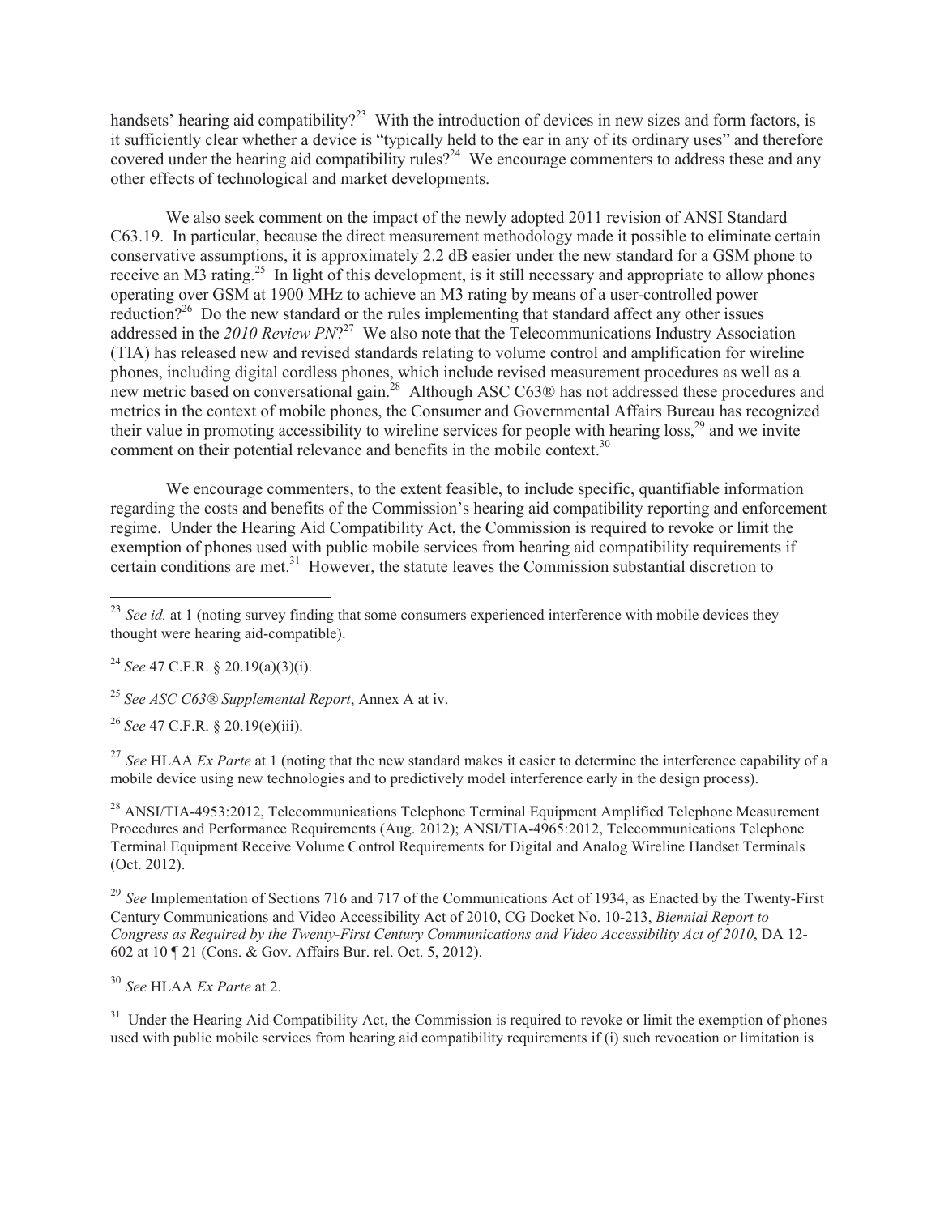handsets' hearing aid compatibility?[23] With the introduction of devices in new sizes and form factors, is it sufficiently clear whether a device is "typically held to the ear in any of its ordinary uses" and therefore covered under the hearing aid compatibility rules?[24] We encourage commenters to address these and any other effects of technological and market developments.

We also seek comment on the impact of the newly adopted 2011 revision of ANSI Standard C63.19. In particular, because the direct measurement methodology made it possible to eliminate certain conservative assumptions, it is approximately 2.2 dB easier under the new standard for a GSM phone to receive an M3 rating.[25] In light of this development, is it still necessary and appropriate to allow phones operating over GSM at 1900 MHz to achieve an M3 rating by means of a user-controlled power reduction?[26] Do the new standard or the rules implementing that standard affect any other issues addressed in the *2010 Review PN*?[27] We also note that the Telecommunications Industry Association (TIA) has released new and revised standards relating to volume control and amplification for wireline phones, including digital cordless phones, which include revised measurement procedures as well as a new metric based on conversational gain.[28] Although ASC C63® has not addressed these procedures and metrics in the context of mobile phones, the Consumer and Governmental Affairs Bureau has recognized their value in promoting accessibility to wireline services for people with hearing loss,[29] and we invite comment on their potential relevance and benefits in the mobile context.[30]

We encourage commenters, to the extent feasible, to include specific, quantifiable information regarding the costs and benefits of the Commission's hearing aid compatibility reporting and enforcement regime. Under the Hearing Aid Compatibility Act, the Commission is required to revoke or limit the exemption of phones used with public mobile services from hearing aid compatibility requirements if certain conditions are met.[31] However, the statute leaves the Commission substantial discretion to

---

[23] *See id.* at 1 (noting survey finding that some consumers experienced interference with mobile devices they thought were hearing aid-compatible).

[24] *See* 47 C.F.R. § 20.19(a)(3)(i).

[25] *See ASC C63® Supplemental Report*, Annex A at iv.

[26] *See* 47 C.F.R. § 20.19(e)(iii).

[27] *See* HLAA *Ex Parte* at 1 (noting that the new standard makes it easier to determine the interference capability of a mobile device using new technologies and to predictively model interference early in the design process).

[28] ANSI/TIA-4953:2012, Telecommunications Telephone Terminal Equipment Amplified Telephone Measurement Procedures and Performance Requirements (Aug. 2012); ANSI/TIA-4965:2012, Telecommunications Telephone Terminal Equipment Receive Volume Control Requirements for Digital and Analog Wireline Handset Terminals (Oct. 2012).

[29] *See* Implementation of Sections 716 and 717 of the Communications Act of 1934, as Enacted by the Twenty-First Century Communications and Video Accessibility Act of 2010, CG Docket No. 10-213, *Biennial Report to Congress as Required by the Twenty-First Century Communications and Video Accessibility Act of 2010*, DA 12-602 at 10 ¶ 21 (Cons. & Gov. Affairs Bur. rel. Oct. 5, 2012).

[30] *See* HLAA *Ex Parte* at 2.

[31] Under the Hearing Aid Compatibility Act, the Commission is required to revoke or limit the exemption of phones used with public mobile services from hearing aid compatibility requirements if (i) such revocation or limitation is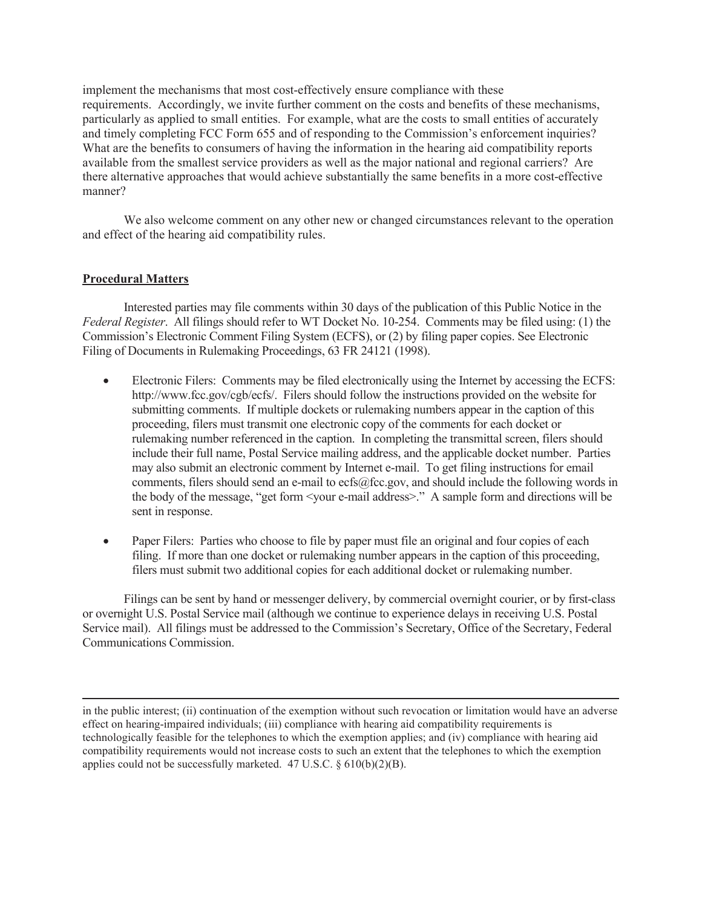implement the mechanisms that most cost-effectively ensure compliance with these requirements. Accordingly, we invite further comment on the costs and benefits of these mechanisms, particularly as applied to small entities. For example, what are the costs to small entities of accurately and timely completing FCC Form 655 and of responding to the Commission's enforcement inquiries? What are the benefits to consumers of having the information in the hearing aid compatibility reports available from the smallest service providers as well as the major national and regional carriers? Are there alternative approaches that would achieve substantially the same benefits in a more cost-effective manner?

We also welcome comment on any other new or changed circumstances relevant to the operation and effect of the hearing aid compatibility rules.

**Procedural Matters**

Interested parties may file comments within 30 days of the publication of this Public Notice in the *Federal Register*. All filings should refer to WT Docket No. 10-254. Comments may be filed using: (1) the Commission's Electronic Comment Filing System (ECFS), or (2) by filing paper copies. See Electronic Filing of Documents in Rulemaking Proceedings, 63 FR 24121 (1998).

- Electronic Filers: Comments may be filed electronically using the Internet by accessing the ECFS: http://www.fcc.gov/cgb/ecfs/. Filers should follow the instructions provided on the website for submitting comments. If multiple dockets or rulemaking numbers appear in the caption of this proceeding, filers must transmit one electronic copy of the comments for each docket or rulemaking number referenced in the caption. In completing the transmittal screen, filers should include their full name, Postal Service mailing address, and the applicable docket number. Parties may also submit an electronic comment by Internet e-mail. To get filing instructions for email comments, filers should send an e-mail to ecfs@fcc.gov, and should include the following words in the body of the message, "get form <your e-mail address>." A sample form and directions will be sent in response.

- Paper Filers: Parties who choose to file by paper must file an original and four copies of each filing. If more than one docket or rulemaking number appears in the caption of this proceeding, filers must submit two additional copies for each additional docket or rulemaking number.

Filings can be sent by hand or messenger delivery, by commercial overnight courier, or by first-class or overnight U.S. Postal Service mail (although we continue to experience delays in receiving U.S. Postal Service mail). All filings must be addressed to the Commission's Secretary, Office of the Secretary, Federal Communications Commission.

---

in the public interest; (ii) continuation of the exemption without such revocation or limitation would have an adverse effect on hearing-impaired individuals; (iii) compliance with hearing aid compatibility requirements is technologically feasible for the telephones to which the exemption applies; and (iv) compliance with hearing aid compatibility requirements would not increase costs to such an extent that the telephones to which the exemption applies could not be successfully marketed. 47 U.S.C. § 610(b)(2)(B).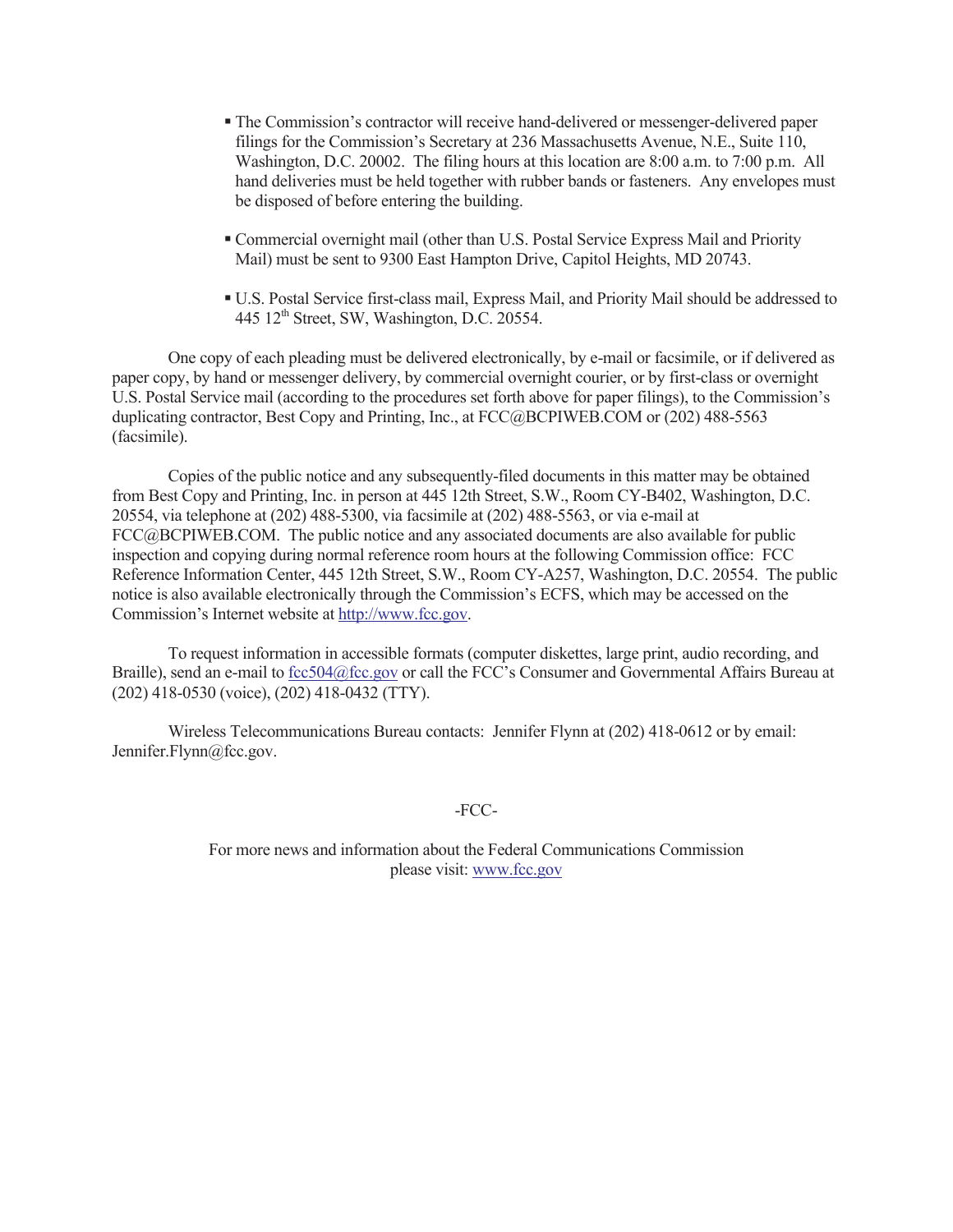- The Commission's contractor will receive hand-delivered or messenger-delivered paper filings for the Commission's Secretary at 236 Massachusetts Avenue, N.E., Suite 110, Washington, D.C. 20002. The filing hours at this location are 8:00 a.m. to 7:00 p.m. All hand deliveries must be held together with rubber bands or fasteners. Any envelopes must be disposed of before entering the building.

- Commercial overnight mail (other than U.S. Postal Service Express Mail and Priority Mail) must be sent to 9300 East Hampton Drive, Capitol Heights, MD 20743.

- U.S. Postal Service first-class mail, Express Mail, and Priority Mail should be addressed to 445 12th Street, SW, Washington, D.C. 20554.

One copy of each pleading must be delivered electronically, by e-mail or facsimile, or if delivered as paper copy, by hand or messenger delivery, by commercial overnight courier, or by first-class or overnight U.S. Postal Service mail (according to the procedures set forth above for paper filings), to the Commission's duplicating contractor, Best Copy and Printing, Inc., at FCC@BCPIWEB.COM or (202) 488-5563 (facsimile).

Copies of the public notice and any subsequently-filed documents in this matter may be obtained from Best Copy and Printing, Inc. in person at 445 12th Street, S.W., Room CY-B402, Washington, D.C. 20554, via telephone at (202) 488-5300, via facsimile at (202) 488-5563, or via e-mail at FCC@BCPIWEB.COM. The public notice and any associated documents are also available for public inspection and copying during normal reference room hours at the following Commission office: FCC Reference Information Center, 445 12th Street, S.W., Room CY-A257, Washington, D.C. 20554. The public notice is also available electronically through the Commission's ECFS, which may be accessed on the Commission's Internet website at http://www.fcc.gov.

To request information in accessible formats (computer diskettes, large print, audio recording, and Braille), send an e-mail to fcc504@fcc.gov or call the FCC's Consumer and Governmental Affairs Bureau at (202) 418-0530 (voice), (202) 418-0432 (TTY).

Wireless Telecommunications Bureau contacts: Jennifer Flynn at (202) 418-0612 or by email: Jennifer.Flynn@fcc.gov.

-FCC-

For more news and information about the Federal Communications Commission please visit: www.fcc.gov